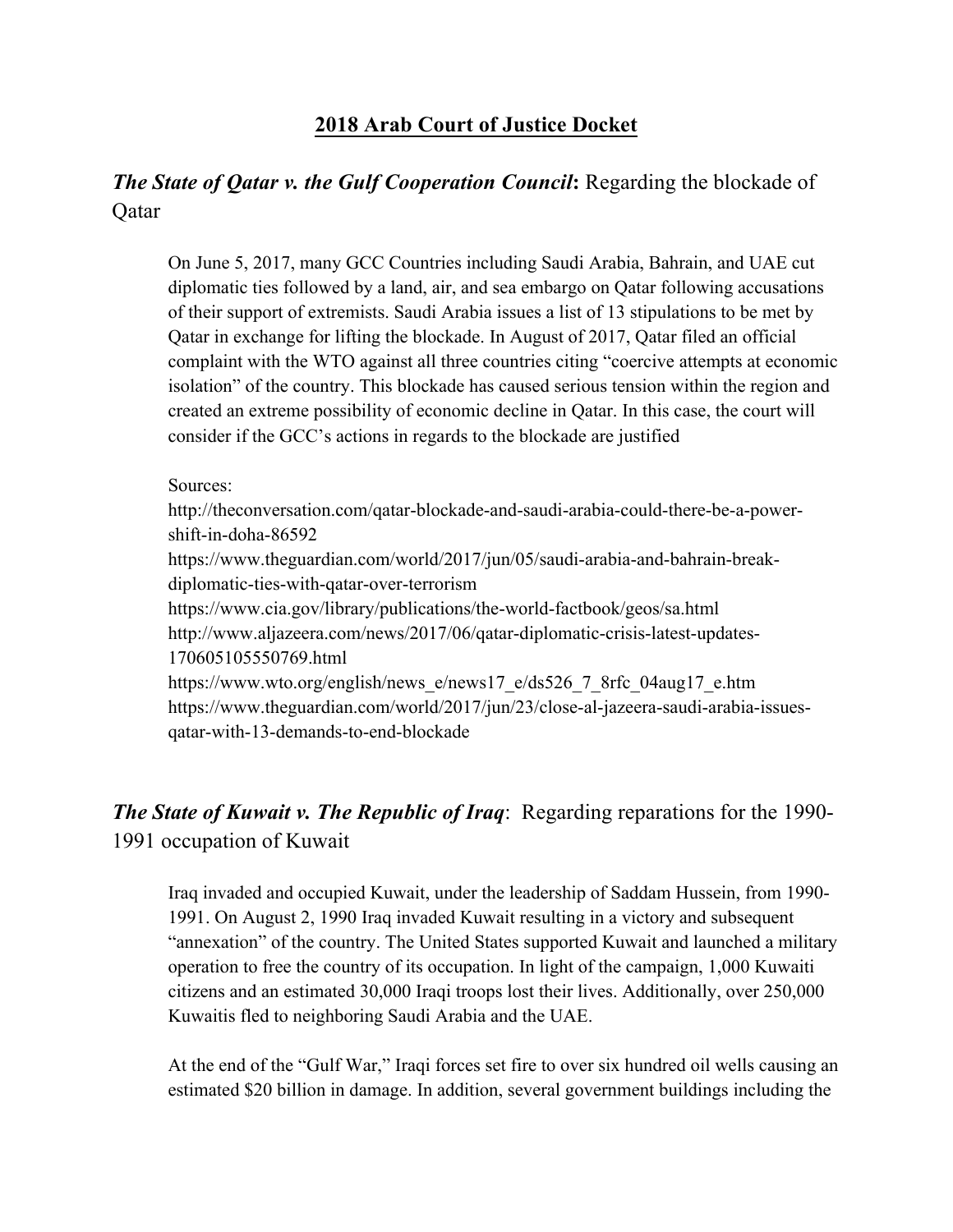# **2018 Arab Court of Justice Docket**

## ***The State of Qatar v. the Gulf Cooperation Council*: Regarding the blockade of Qatar**

On June 5, 2017, many GCC Countries including Saudi Arabia, Bahrain, and UAE cut diplomatic ties followed by a land, air, and sea embargo on Qatar following accusations of their support of extremists. Saudi Arabia issues a list of 13 stipulations to be met by Qatar in exchange for lifting the blockade. In August of 2017, Qatar filed an official complaint with the WTO against all three countries citing "coercive attempts at economic isolation" of the country. This blockade has caused serious tension within the region and created an extreme possibility of economic decline in Qatar. In this case, the court will consider if the GCC's actions in regards to the blockade are justified

Sources:
http://theconversation.com/qatar-blockade-and-saudi-arabia-could-there-be-a-power-shift-in-doha-86592
https://www.theguardian.com/world/2017/jun/05/saudi-arabia-and-bahrain-break-diplomatic-ties-with-qatar-over-terrorism
https://www.cia.gov/library/publications/the-world-factbook/geos/sa.html
http://www.aljazeera.com/news/2017/06/qatar-diplomatic-crisis-latest-updates-170605105550769.html
https://www.wto.org/english/news_e/news17_e/ds526_7_8rfc_04aug17_e.htm
https://www.theguardian.com/world/2017/jun/23/close-al-jazeera-saudi-arabia-issues-qatar-with-13-demands-to-end-blockade

## ***The State of Kuwait v. The Republic of Iraq*: Regarding reparations for the 1990-1991 occupation of Kuwait**

Iraq invaded and occupied Kuwait, under the leadership of Saddam Hussein, from 1990-1991. On August 2, 1990 Iraq invaded Kuwait resulting in a victory and subsequent "annexation" of the country. The United States supported Kuwait and launched a military operation to free the country of its occupation. In light of the campaign, 1,000 Kuwaiti citizens and an estimated 30,000 Iraqi troops lost their lives. Additionally, over 250,000 Kuwaitis fled to neighboring Saudi Arabia and the UAE.

At the end of the "Gulf War," Iraqi forces set fire to over six hundred oil wells causing an estimated $20 billion in damage. In addition, several government buildings including the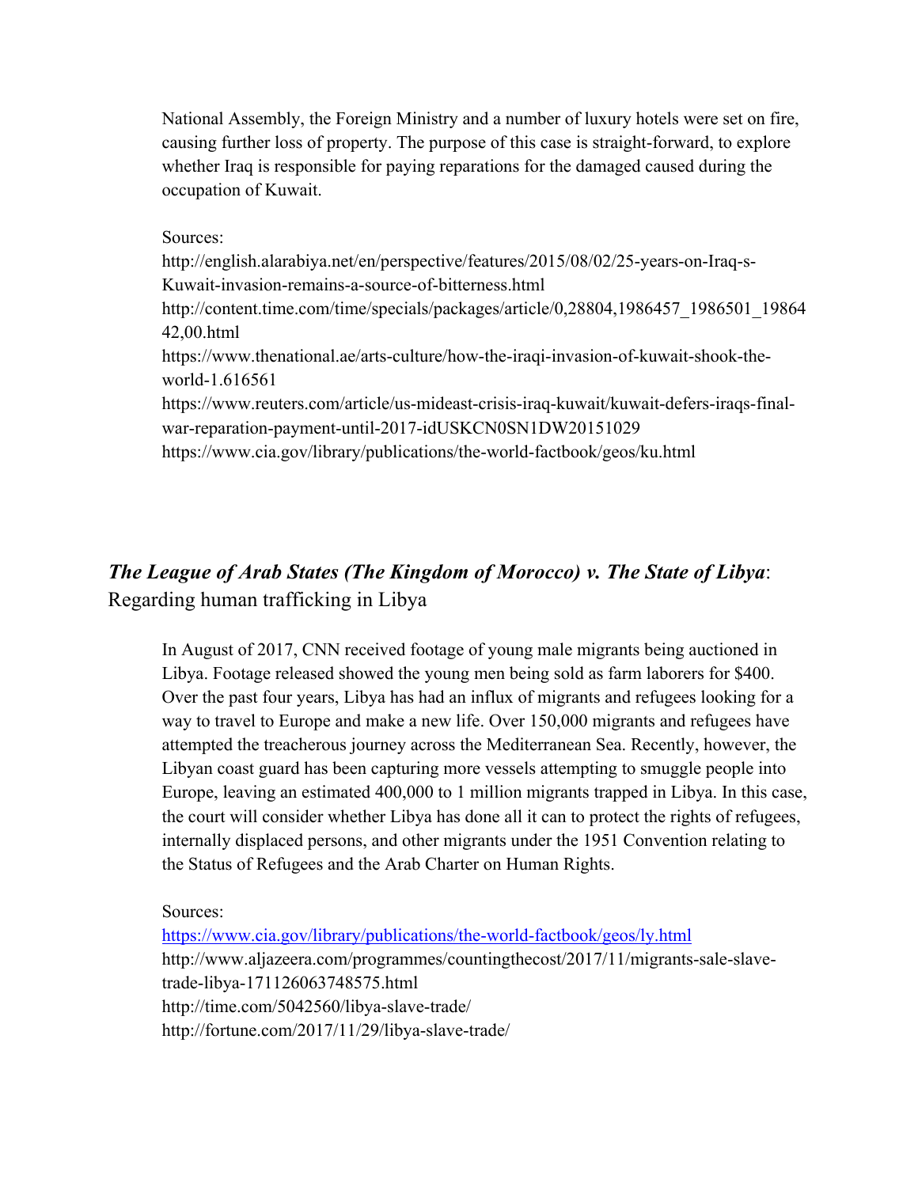National Assembly, the Foreign Ministry and a number of luxury hotels were set on fire, causing further loss of property. The purpose of this case is straight-forward, to explore whether Iraq is responsible for paying reparations for the damaged caused during the occupation of Kuwait.

Sources:
http://english.alarabiya.net/en/perspective/features/2015/08/02/25-years-on-Iraq-s-Kuwait-invasion-remains-a-source-of-bitterness.html
http://content.time.com/time/specials/packages/article/0,28804,1986457_1986501_1986442,00.html
https://www.thenational.ae/arts-culture/how-the-iraqi-invasion-of-kuwait-shook-the-world-1.616561
https://www.reuters.com/article/us-mideast-crisis-iraq-kuwait/kuwait-defers-iraqs-final-war-reparation-payment-until-2017-idUSKCN0SN1DW20151029
https://www.cia.gov/library/publications/the-world-factbook/geos/ku.html

## *The League of Arab States (The Kingdom of Morocco) v. The State of Libya*: Regarding human trafficking in Libya

In August of 2017, CNN received footage of young male migrants being auctioned in Libya. Footage released showed the young men being sold as farm laborers for $400. Over the past four years, Libya has had an influx of migrants and refugees looking for a way to travel to Europe and make a new life. Over 150,000 migrants and refugees have attempted the treacherous journey across the Mediterranean Sea. Recently, however, the Libyan coast guard has been capturing more vessels attempting to smuggle people into Europe, leaving an estimated 400,000 to 1 million migrants trapped in Libya. In this case, the court will consider whether Libya has done all it can to protect the rights of refugees, internally displaced persons, and other migrants under the 1951 Convention relating to the Status of Refugees and the Arab Charter on Human Rights.

Sources:
https://www.cia.gov/library/publications/the-world-factbook/geos/ly.html
http://www.aljazeera.com/programmes/countingthecost/2017/11/migrants-sale-slave-trade-libya-171126063748575.html
http://time.com/5042560/libya-slave-trade/
http://fortune.com/2017/11/29/libya-slave-trade/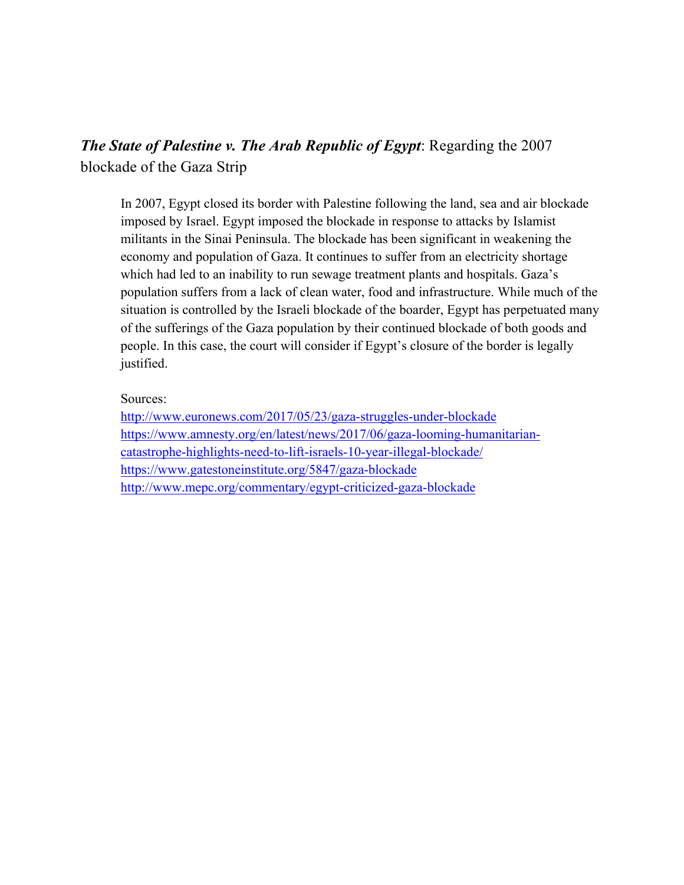***The State of Palestine v. The Arab Republic of Egypt***: Regarding the 2007 blockade of the Gaza Strip

In 2007, Egypt closed its border with Palestine following the land, sea and air blockade imposed by Israel. Egypt imposed the blockade in response to attacks by Islamist militants in the Sinai Peninsula. The blockade has been significant in weakening the economy and population of Gaza. It continues to suffer from an electricity shortage which had led to an inability to run sewage treatment plants and hospitals. Gaza's population suffers from a lack of clean water, food and infrastructure. While much of the situation is controlled by the Israeli blockade of the boarder, Egypt has perpetuated many of the sufferings of the Gaza population by their continued blockade of both goods and people. In this case, the court will consider if Egypt's closure of the border is legally justified.

Sources:
http://www.euronews.com/2017/05/23/gaza-struggles-under-blockade
https://www.amnesty.org/en/latest/news/2017/06/gaza-looming-humanitarian-catastrophe-highlights-need-to-lift-israels-10-year-illegal-blockade/
https://www.gatestoneinstitute.org/5847/gaza-blockade
http://www.mepc.org/commentary/egypt-criticized-gaza-blockade